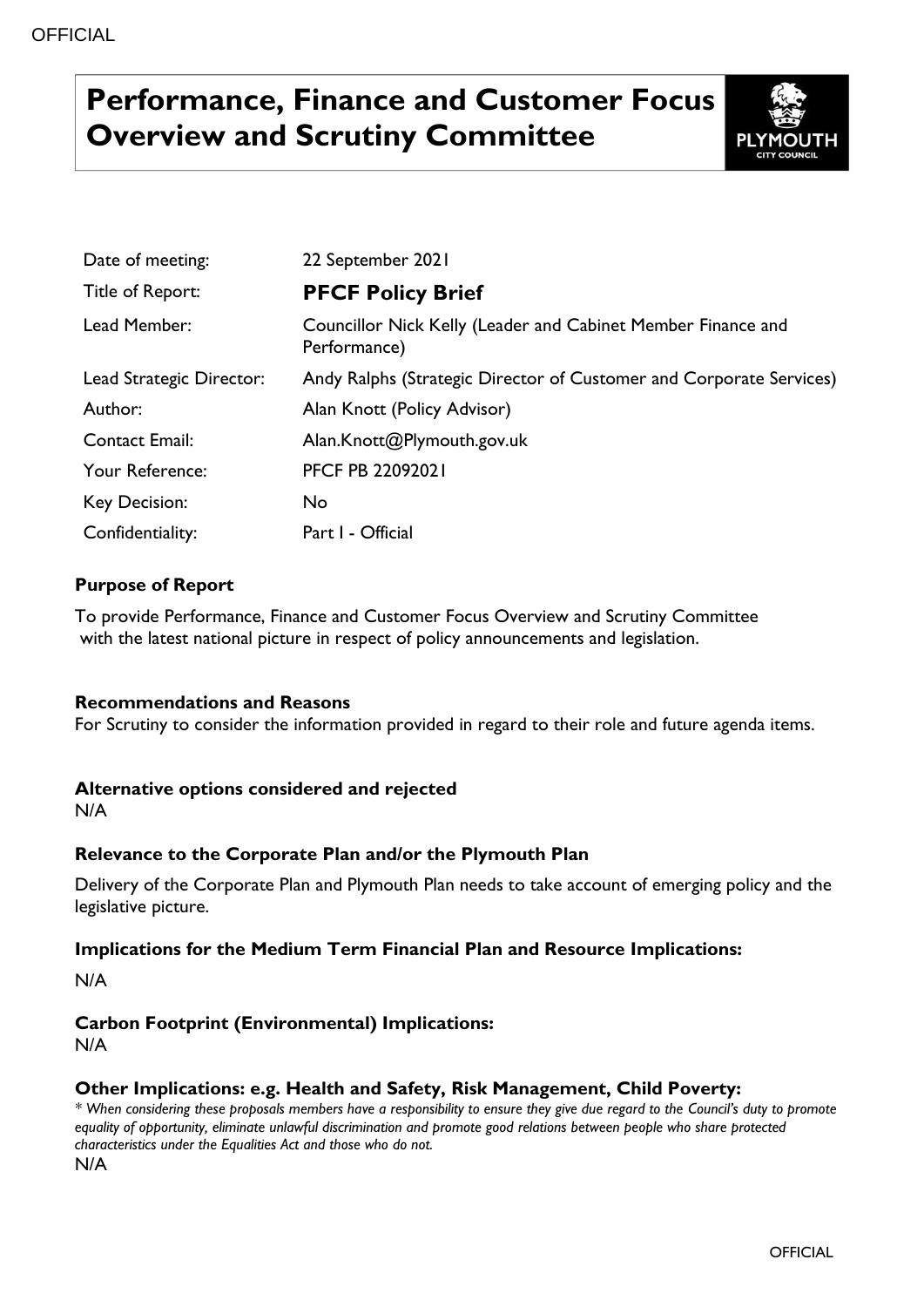# Performance, Finance and Customer Focus Overview and Scrutiny Committee

| | |
|---|---|
| Date of meeting: | 22 September 2021 |
| Title of Report: | **PFCF Policy Brief** |
| Lead Member: | Councillor Nick Kelly (Leader and Cabinet Member Finance and Performance) |
| Lead Strategic Director: | Andy Ralphs (Strategic Director of Customer and Corporate Services) |
| Author: | Alan Knott (Policy Advisor) |
| Contact Email: | Alan.Knott@Plymouth.gov.uk |
| Your Reference: | PFCF PB 22092021 |
| Key Decision: | No |
| Confidentiality: | Part I - Official |

**Purpose of Report**

To provide Performance, Finance and Customer Focus Overview and Scrutiny Committee with the latest national picture in respect of policy announcements and legislation.

**Recommendations and Reasons**

For Scrutiny to consider the information provided in regard to their role and future agenda items.

**Alternative options considered and rejected**

N/A

**Relevance to the Corporate Plan and/or the Plymouth Plan**

Delivery of the Corporate Plan and Plymouth Plan needs to take account of emerging policy and the legislative picture.

**Implications for the Medium Term Financial Plan and Resource Implications:**

N/A

**Carbon Footprint (Environmental) Implications:**

N/A

**Other Implications: e.g. Health and Safety, Risk Management, Child Poverty:**

*\* When considering these proposals members have a responsibility to ensure they give due regard to the Council's duty to promote equality of opportunity, eliminate unlawful discrimination and promote good relations between people who share protected characteristics under the Equalities Act and those who do not.*

N/A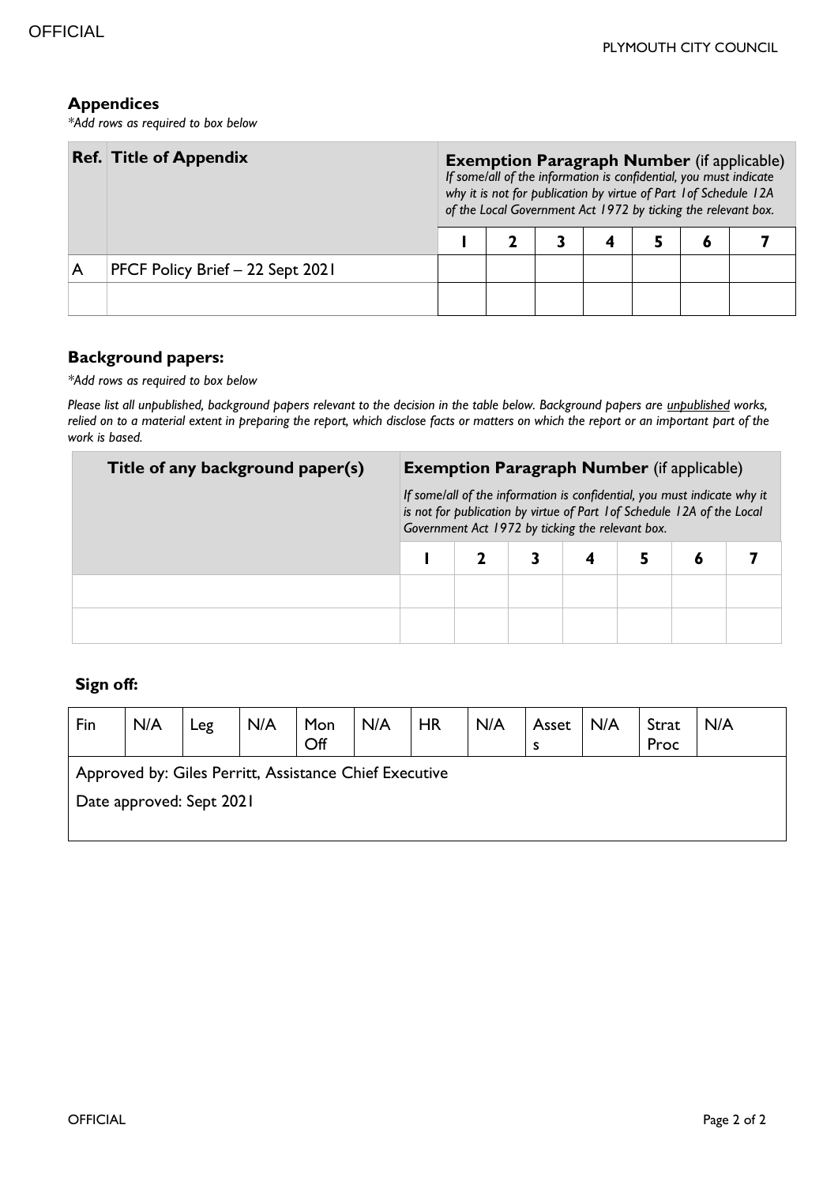### Appendices

*\*Add rows as required to box below*

| Ref. | Title of Appendix | Exemption Paragraph Number (if applicable) *If some/all of the information is confidential, you must indicate why it is not for publication by virtue of Part 1of Schedule 12A of the Local Government Act 1972 by ticking the relevant box.* | | | | | | |
|---|---|---|---|---|---|---|---|---|
| | | 1 | 2 | 3 | 4 | 5 | 6 | 7 |
| A | PFCF Policy Brief – 22 Sept 2021 | | | | | | | |
| | | | | | | | | |

### Background papers:

*\*Add rows as required to box below*

*Please list all unpublished, background papers relevant to the decision in the table below. Background papers are unpublished works, relied on to a material extent in preparing the report, which disclose facts or matters on which the report or an important part of the work is based.*

| Title of any background paper(s) | Exemption Paragraph Number (if applicable) *If some/all of the information is confidential, you must indicate why it is not for publication by virtue of Part 1of Schedule 12A of the Local Government Act 1972 by ticking the relevant box.* | | | | | | |
|---|---|---|---|---|---|---|---|
| | 1 | 2 | 3 | 4 | 5 | 6 | 7 |
| | | | | | | | |
| | | | | | | | |

### Sign off:

| Fin | N/A | Leg | N/A | Mon Off | N/A | HR | N/A | Assets | N/A | Strat Proc | N/A |
|---|---|---|---|---|---|---|---|---|---|---|---|
| Approved by: Giles Perritt, Assistance Chief Executive | | | | | | | | | | | |
| Date approved: Sept 2021 | | | | | | | | | | | |